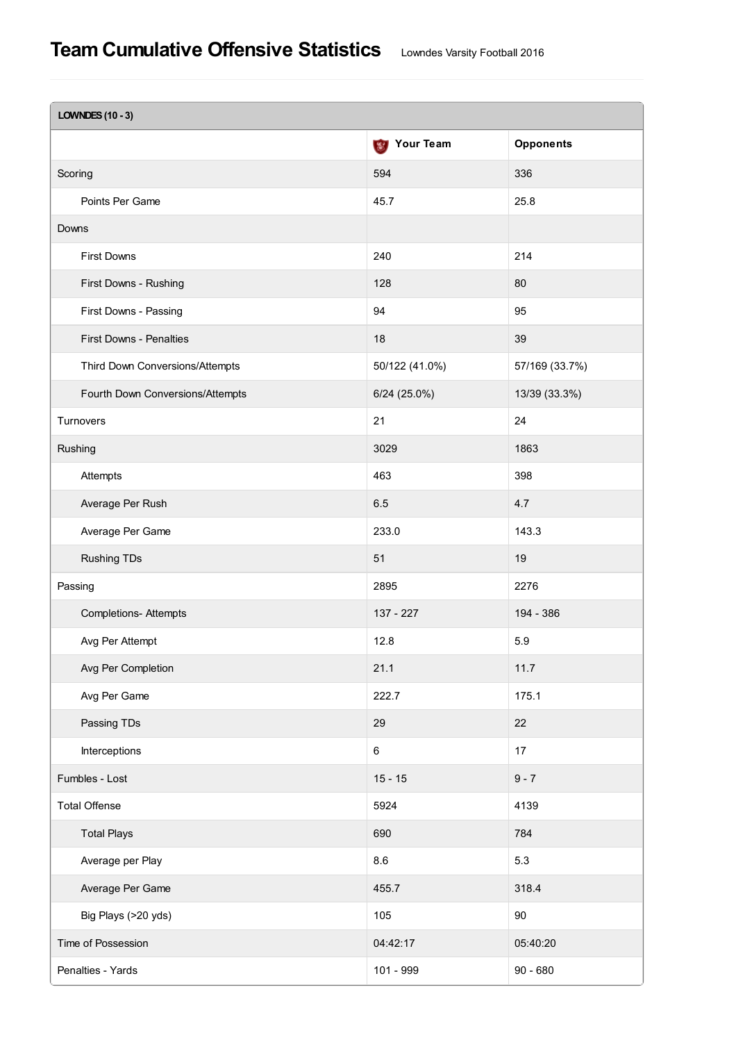# Team Cumulative Offensive Statistics

Lowndes Varsity Football 2016

| LOWNDES (10 - 3) | Your Team | Opponents |
|---|---|---|
| Scoring | 594 | 336 |
| Points Per Game | 45.7 | 25.8 |
| Downs | | |
| First Downs | 240 | 214 |
| First Downs - Rushing | 128 | 80 |
| First Downs - Passing | 94 | 95 |
| First Downs - Penalties | 18 | 39 |
| Third Down Conversions/Attempts | 50/122 (41.0%) | 57/169 (33.7%) |
| Fourth Down Conversions/Attempts | 6/24 (25.0%) | 13/39 (33.3%) |
| Turnovers | 21 | 24 |
| Rushing | 3029 | 1863 |
| Attempts | 463 | 398 |
| Average Per Rush | 6.5 | 4.7 |
| Average Per Game | 233.0 | 143.3 |
| Rushing TDs | 51 | 19 |
| Passing | 2895 | 2276 |
| Completions- Attempts | 137 - 227 | 194 - 386 |
| Avg Per Attempt | 12.8 | 5.9 |
| Avg Per Completion | 21.1 | 11.7 |
| Avg Per Game | 222.7 | 175.1 |
| Passing TDs | 29 | 22 |
| Interceptions | 6 | 17 |
| Fumbles - Lost | 15 - 15 | 9 - 7 |
| Total Offense | 5924 | 4139 |
| Total Plays | 690 | 784 |
| Average per Play | 8.6 | 5.3 |
| Average Per Game | 455.7 | 318.4 |
| Big Plays (>20 yds) | 105 | 90 |
| Time of Possession | 04:42:17 | 05:40:20 |
| Penalties - Yards | 101 - 999 | 90 - 680 |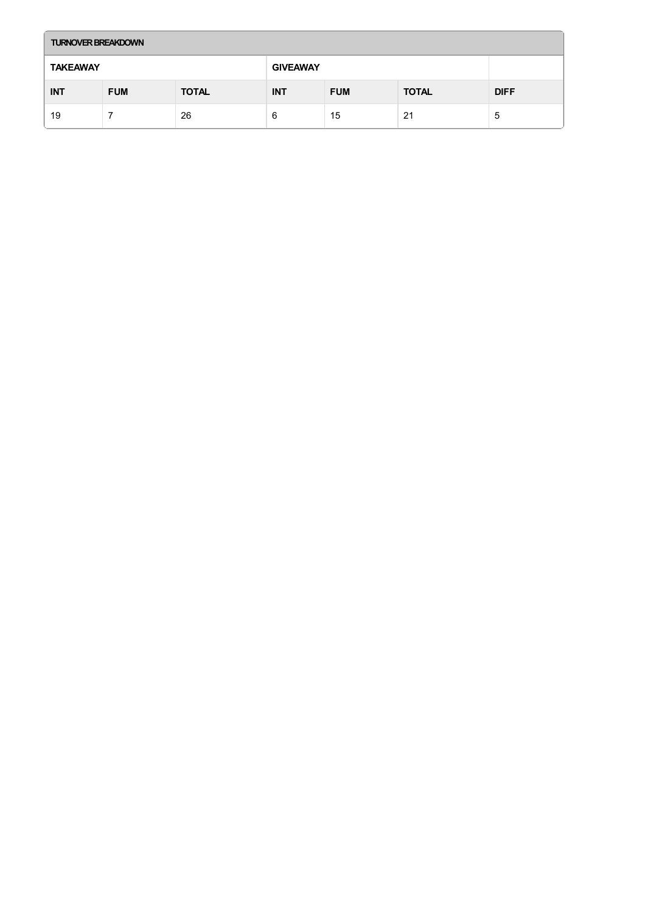| TURNOVER BREAKDOWN | | | | | | |
|---|---|---|---|---|---|---|
| TAKEAWAY | | | GIVEAWAY | | | |
| INT | FUM | TOTAL | INT | FUM | TOTAL | DIFF |
| 19 | 7 | 26 | 6 | 15 | 21 | 5 |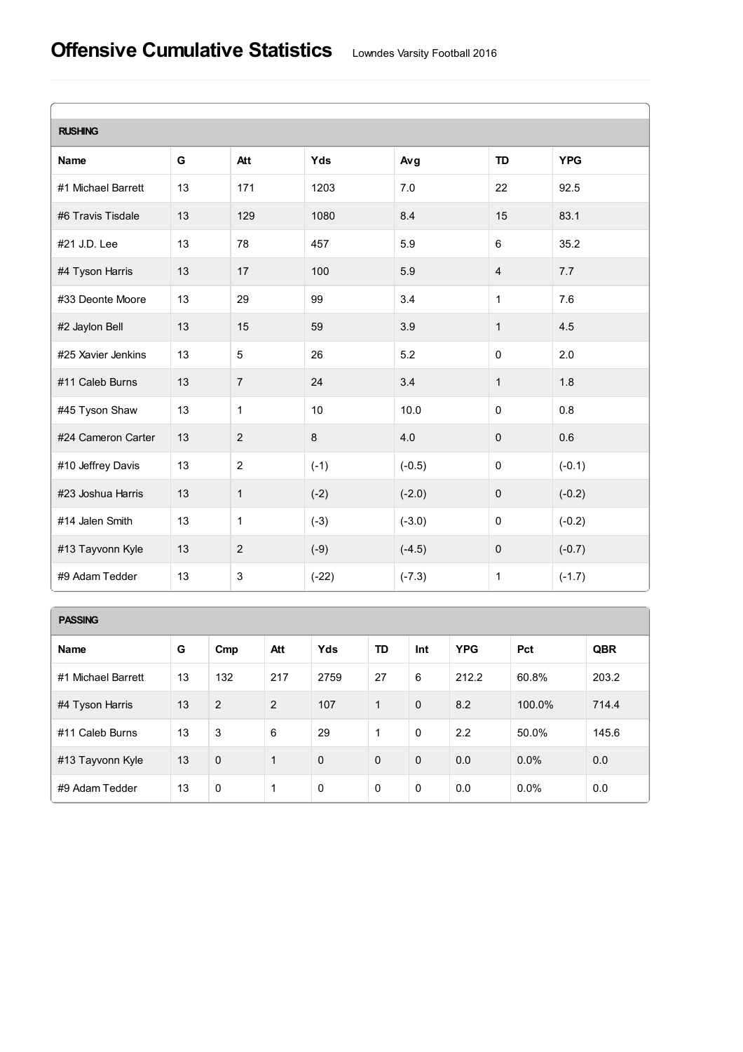# Offensive Cumulative Statistics

Lowndes Varsity Football 2016

## RUSHING

| Name | G | Att | Yds | Avg | TD | YPG |
|---|---|---|---|---|---|---|
| #1 Michael Barrett | 13 | 171 | 1203 | 7.0 | 22 | 92.5 |
| #6 Travis Tisdale | 13 | 129 | 1080 | 8.4 | 15 | 83.1 |
| #21 J.D. Lee | 13 | 78 | 457 | 5.9 | 6 | 35.2 |
| #4 Tyson Harris | 13 | 17 | 100 | 5.9 | 4 | 7.7 |
| #33 Deonte Moore | 13 | 29 | 99 | 3.4 | 1 | 7.6 |
| #2 Jaylon Bell | 13 | 15 | 59 | 3.9 | 1 | 4.5 |
| #25 Xavier Jenkins | 13 | 5 | 26 | 5.2 | 0 | 2.0 |
| #11 Caleb Burns | 13 | 7 | 24 | 3.4 | 1 | 1.8 |
| #45 Tyson Shaw | 13 | 1 | 10 | 10.0 | 0 | 0.8 |
| #24 Cameron Carter | 13 | 2 | 8 | 4.0 | 0 | 0.6 |
| #10 Jeffrey Davis | 13 | 2 | (-1) | (-0.5) | 0 | (-0.1) |
| #23 Joshua Harris | 13 | 1 | (-2) | (-2.0) | 0 | (-0.2) |
| #14 Jalen Smith | 13 | 1 | (-3) | (-3.0) | 0 | (-0.2) |
| #13 Tayvonn Kyle | 13 | 2 | (-9) | (-4.5) | 0 | (-0.7) |
| #9 Adam Tedder | 13 | 3 | (-22) | (-7.3) | 1 | (-1.7) |

## PASSING

| Name | G | Cmp | Att | Yds | TD | Int | YPG | Pct | QBR |
|---|---|---|---|---|---|---|---|---|---|
| #1 Michael Barrett | 13 | 132 | 217 | 2759 | 27 | 6 | 212.2 | 60.8% | 203.2 |
| #4 Tyson Harris | 13 | 2 | 2 | 107 | 1 | 0 | 8.2 | 100.0% | 714.4 |
| #11 Caleb Burns | 13 | 3 | 6 | 29 | 1 | 0 | 2.2 | 50.0% | 145.6 |
| #13 Tayvonn Kyle | 13 | 0 | 1 | 0 | 0 | 0 | 0.0 | 0.0% | 0.0 |
| #9 Adam Tedder | 13 | 0 | 1 | 0 | 0 | 0 | 0.0 | 0.0% | 0.0 |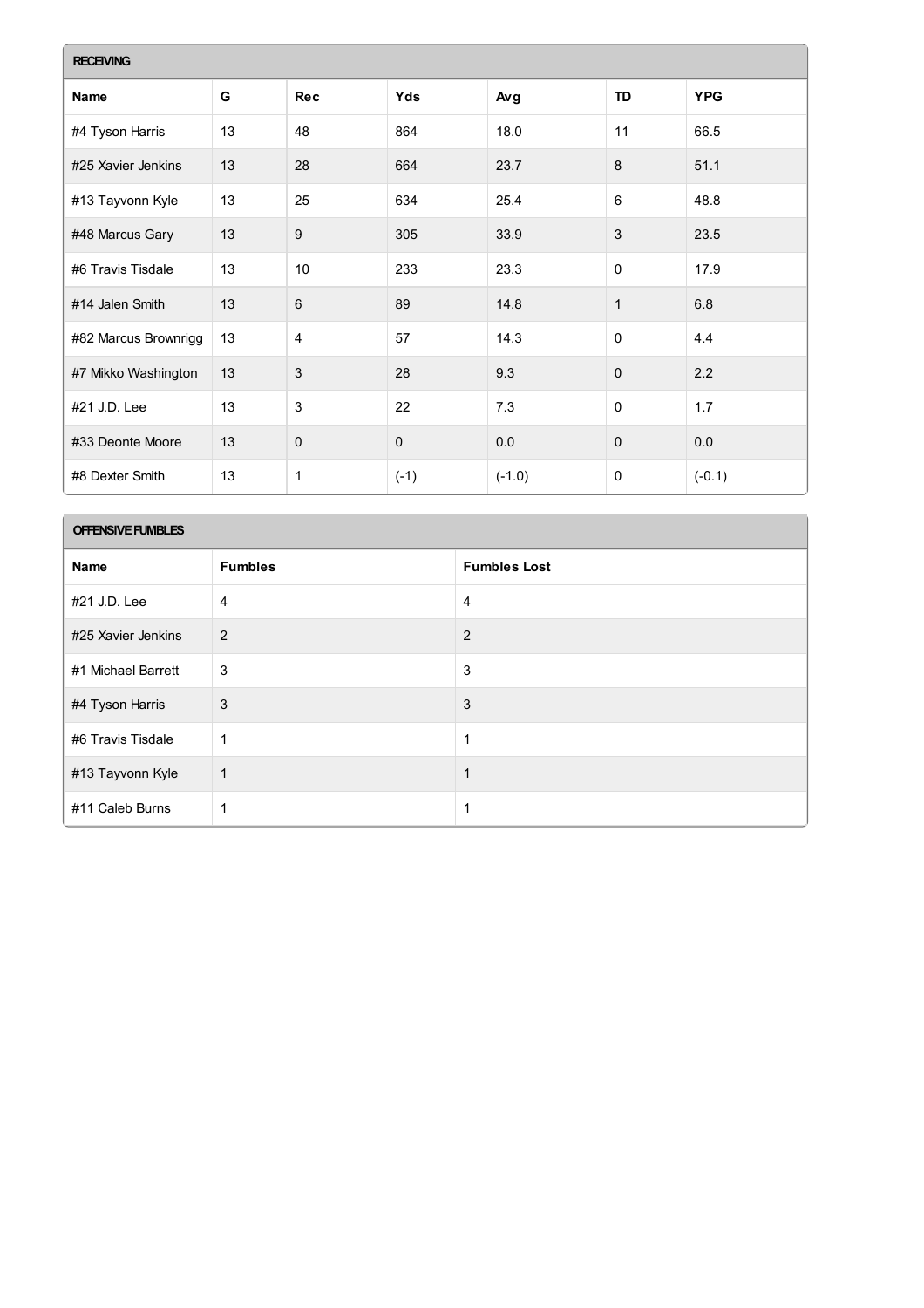## RECEIVING

| Name | G | Rec | Yds | Avg | TD | YPG |
| --- | --- | --- | --- | --- | --- | --- |
| #4 Tyson Harris | 13 | 48 | 864 | 18.0 | 11 | 66.5 |
| #25 Xavier Jenkins | 13 | 28 | 664 | 23.7 | 8 | 51.1 |
| #13 Tayvonn Kyle | 13 | 25 | 634 | 25.4 | 6 | 48.8 |
| #48 Marcus Gary | 13 | 9 | 305 | 33.9 | 3 | 23.5 |
| #6 Travis Tisdale | 13 | 10 | 233 | 23.3 | 0 | 17.9 |
| #14 Jalen Smith | 13 | 6 | 89 | 14.8 | 1 | 6.8 |
| #82 Marcus Brownrigg | 13 | 4 | 57 | 14.3 | 0 | 4.4 |
| #7 Mikko Washington | 13 | 3 | 28 | 9.3 | 0 | 2.2 |
| #21 J.D. Lee | 13 | 3 | 22 | 7.3 | 0 | 1.7 |
| #33 Deonte Moore | 13 | 0 | 0 | 0.0 | 0 | 0.0 |
| #8 Dexter Smith | 13 | 1 | (-1) | (-1.0) | 0 | (-0.1) |

## OFFENSIVE FUMBLES

| Name | Fumbles | Fumbles Lost |
| --- | --- | --- |
| #21 J.D. Lee | 4 | 4 |
| #25 Xavier Jenkins | 2 | 2 |
| #1 Michael Barrett | 3 | 3 |
| #4 Tyson Harris | 3 | 3 |
| #6 Travis Tisdale | 1 | 1 |
| #13 Tayvonn Kyle | 1 | 1 |
| #11 Caleb Burns | 1 | 1 |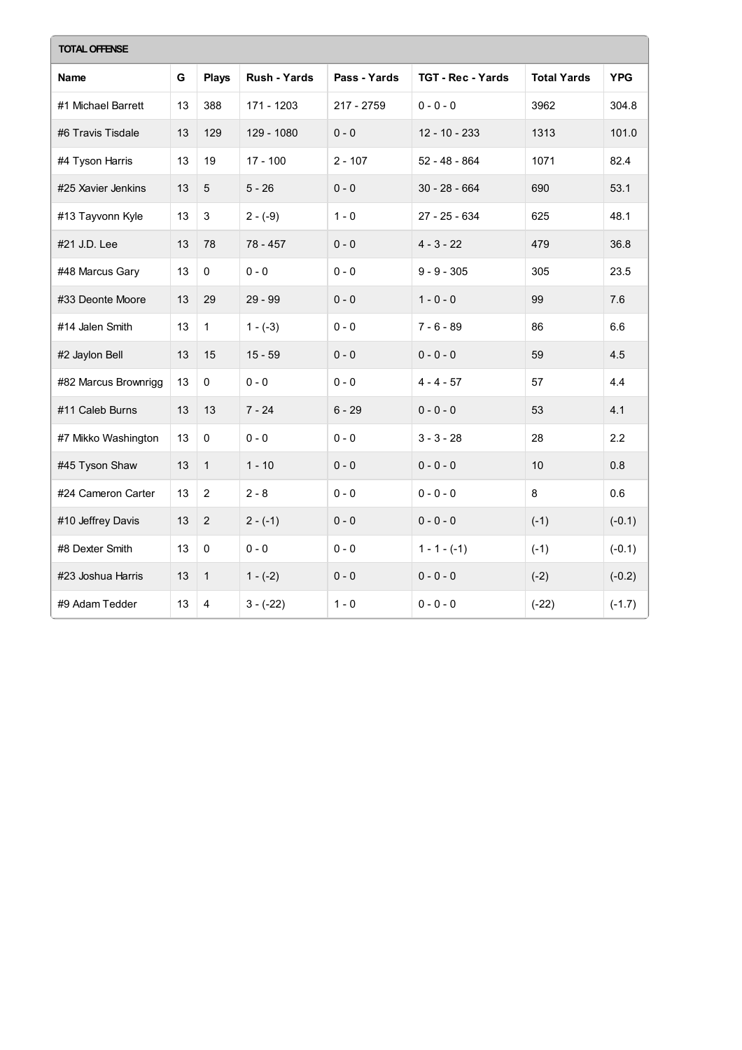## TOTAL OFFENSE

| Name | G | Plays | Rush - Yards | Pass - Yards | TGT - Rec - Yards | Total Yards | YPG |
|---|---|---|---|---|---|---|---|
| #1 Michael Barrett | 13 | 388 | 171 - 1203 | 217 - 2759 | 0 - 0 - 0 | 3962 | 304.8 |
| #6 Travis Tisdale | 13 | 129 | 129 - 1080 | 0 - 0 | 12 - 10 - 233 | 1313 | 101.0 |
| #4 Tyson Harris | 13 | 19 | 17 - 100 | 2 - 107 | 52 - 48 - 864 | 1071 | 82.4 |
| #25 Xavier Jenkins | 13 | 5 | 5 - 26 | 0 - 0 | 30 - 28 - 664 | 690 | 53.1 |
| #13 Tayvonn Kyle | 13 | 3 | 2 - (-9) | 1 - 0 | 27 - 25 - 634 | 625 | 48.1 |
| #21 J.D. Lee | 13 | 78 | 78 - 457 | 0 - 0 | 4 - 3 - 22 | 479 | 36.8 |
| #48 Marcus Gary | 13 | 0 | 0 - 0 | 0 - 0 | 9 - 9 - 305 | 305 | 23.5 |
| #33 Deonte Moore | 13 | 29 | 29 - 99 | 0 - 0 | 1 - 0 - 0 | 99 | 7.6 |
| #14 Jalen Smith | 13 | 1 | 1 - (-3) | 0 - 0 | 7 - 6 - 89 | 86 | 6.6 |
| #2 Jaylon Bell | 13 | 15 | 15 - 59 | 0 - 0 | 0 - 0 - 0 | 59 | 4.5 |
| #82 Marcus Brownrigg | 13 | 0 | 0 - 0 | 0 - 0 | 4 - 4 - 57 | 57 | 4.4 |
| #11 Caleb Burns | 13 | 13 | 7 - 24 | 6 - 29 | 0 - 0 - 0 | 53 | 4.1 |
| #7 Mikko Washington | 13 | 0 | 0 - 0 | 0 - 0 | 3 - 3 - 28 | 28 | 2.2 |
| #45 Tyson Shaw | 13 | 1 | 1 - 10 | 0 - 0 | 0 - 0 - 0 | 10 | 0.8 |
| #24 Cameron Carter | 13 | 2 | 2 - 8 | 0 - 0 | 0 - 0 - 0 | 8 | 0.6 |
| #10 Jeffrey Davis | 13 | 2 | 2 - (-1) | 0 - 0 | 0 - 0 - 0 | (-1) | (-0.1) |
| #8 Dexter Smith | 13 | 0 | 0 - 0 | 0 - 0 | 1 - 1 - (-1) | (-1) | (-0.1) |
| #23 Joshua Harris | 13 | 1 | 1 - (-2) | 0 - 0 | 0 - 0 - 0 | (-2) | (-0.2) |
| #9 Adam Tedder | 13 | 4 | 3 - (-22) | 1 - 0 | 0 - 0 - 0 | (-22) | (-1.7) |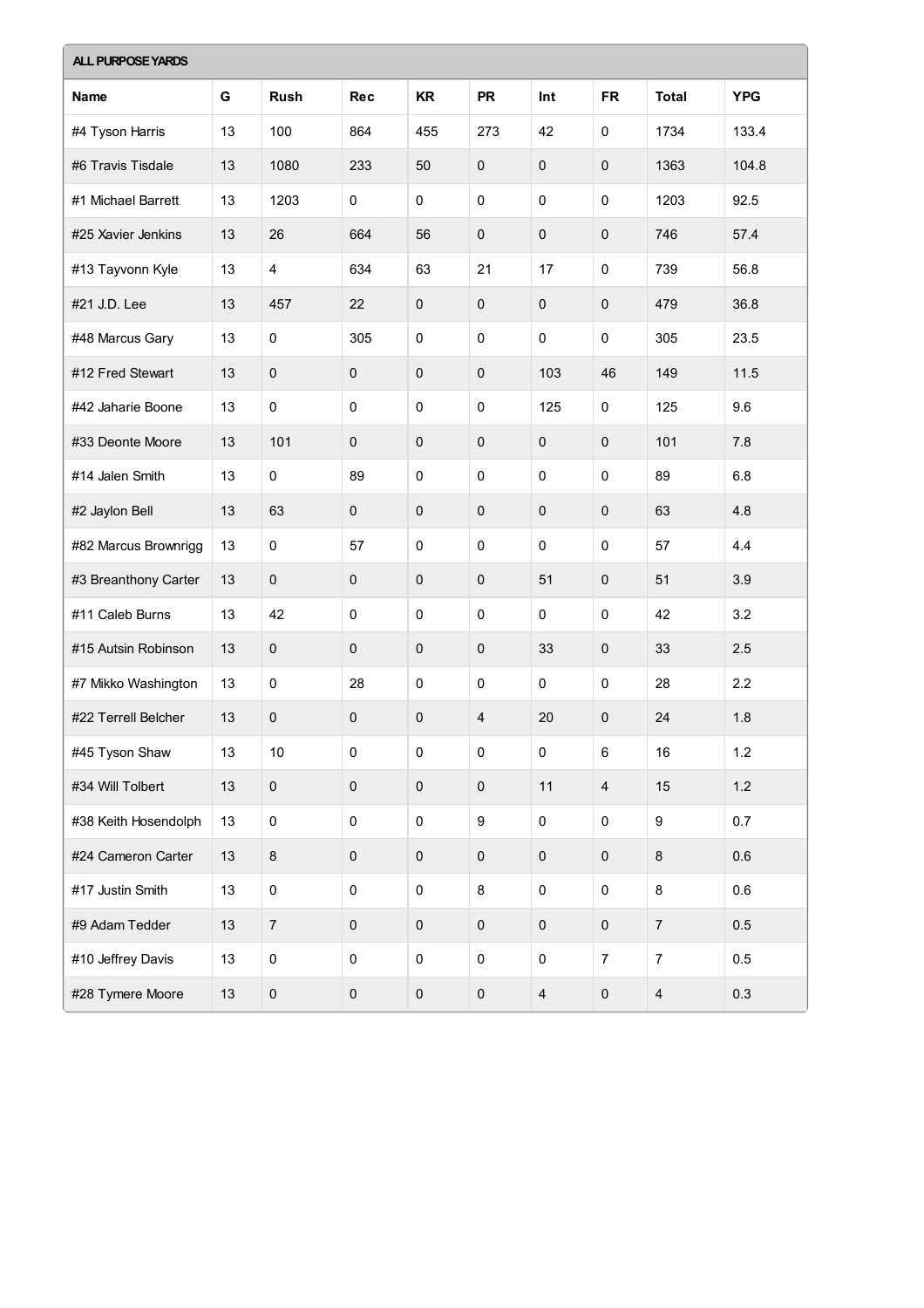## ALL PURPOSE YARDS

| Name | G | Rush | Rec | KR | PR | Int | FR | Total | YPG |
|---|---|---|---|---|---|---|---|---|---|
| #4 Tyson Harris | 13 | 100 | 864 | 455 | 273 | 42 | 0 | 1734 | 133.4 |
| #6 Travis Tisdale | 13 | 1080 | 233 | 50 | 0 | 0 | 0 | 1363 | 104.8 |
| #1 Michael Barrett | 13 | 1203 | 0 | 0 | 0 | 0 | 0 | 1203 | 92.5 |
| #25 Xavier Jenkins | 13 | 26 | 664 | 56 | 0 | 0 | 0 | 746 | 57.4 |
| #13 Tayvonn Kyle | 13 | 4 | 634 | 63 | 21 | 17 | 0 | 739 | 56.8 |
| #21 J.D. Lee | 13 | 457 | 22 | 0 | 0 | 0 | 0 | 479 | 36.8 |
| #48 Marcus Gary | 13 | 0 | 305 | 0 | 0 | 0 | 0 | 305 | 23.5 |
| #12 Fred Stewart | 13 | 0 | 0 | 0 | 0 | 103 | 46 | 149 | 11.5 |
| #42 Jaharie Boone | 13 | 0 | 0 | 0 | 0 | 125 | 0 | 125 | 9.6 |
| #33 Deonte Moore | 13 | 101 | 0 | 0 | 0 | 0 | 0 | 101 | 7.8 |
| #14 Jalen Smith | 13 | 0 | 89 | 0 | 0 | 0 | 0 | 89 | 6.8 |
| #2 Jaylon Bell | 13 | 63 | 0 | 0 | 0 | 0 | 0 | 63 | 4.8 |
| #82 Marcus Brownrigg | 13 | 0 | 57 | 0 | 0 | 0 | 0 | 57 | 4.4 |
| #3 Breanthony Carter | 13 | 0 | 0 | 0 | 0 | 51 | 0 | 51 | 3.9 |
| #11 Caleb Burns | 13 | 42 | 0 | 0 | 0 | 0 | 0 | 42 | 3.2 |
| #15 Autsin Robinson | 13 | 0 | 0 | 0 | 0 | 33 | 0 | 33 | 2.5 |
| #7 Mikko Washington | 13 | 0 | 28 | 0 | 0 | 0 | 0 | 28 | 2.2 |
| #22 Terrell Belcher | 13 | 0 | 0 | 0 | 4 | 20 | 0 | 24 | 1.8 |
| #45 Tyson Shaw | 13 | 10 | 0 | 0 | 0 | 0 | 6 | 16 | 1.2 |
| #34 Will Tolbert | 13 | 0 | 0 | 0 | 0 | 11 | 4 | 15 | 1.2 |
| #38 Keith Hosendolph | 13 | 0 | 0 | 0 | 9 | 0 | 0 | 9 | 0.7 |
| #24 Cameron Carter | 13 | 8 | 0 | 0 | 0 | 0 | 0 | 8 | 0.6 |
| #17 Justin Smith | 13 | 0 | 0 | 0 | 8 | 0 | 0 | 8 | 0.6 |
| #9 Adam Tedder | 13 | 7 | 0 | 0 | 0 | 0 | 0 | 7 | 0.5 |
| #10 Jeffrey Davis | 13 | 0 | 0 | 0 | 0 | 0 | 7 | 7 | 0.5 |
| #28 Tymere Moore | 13 | 0 | 0 | 0 | 0 | 4 | 0 | 4 | 0.3 |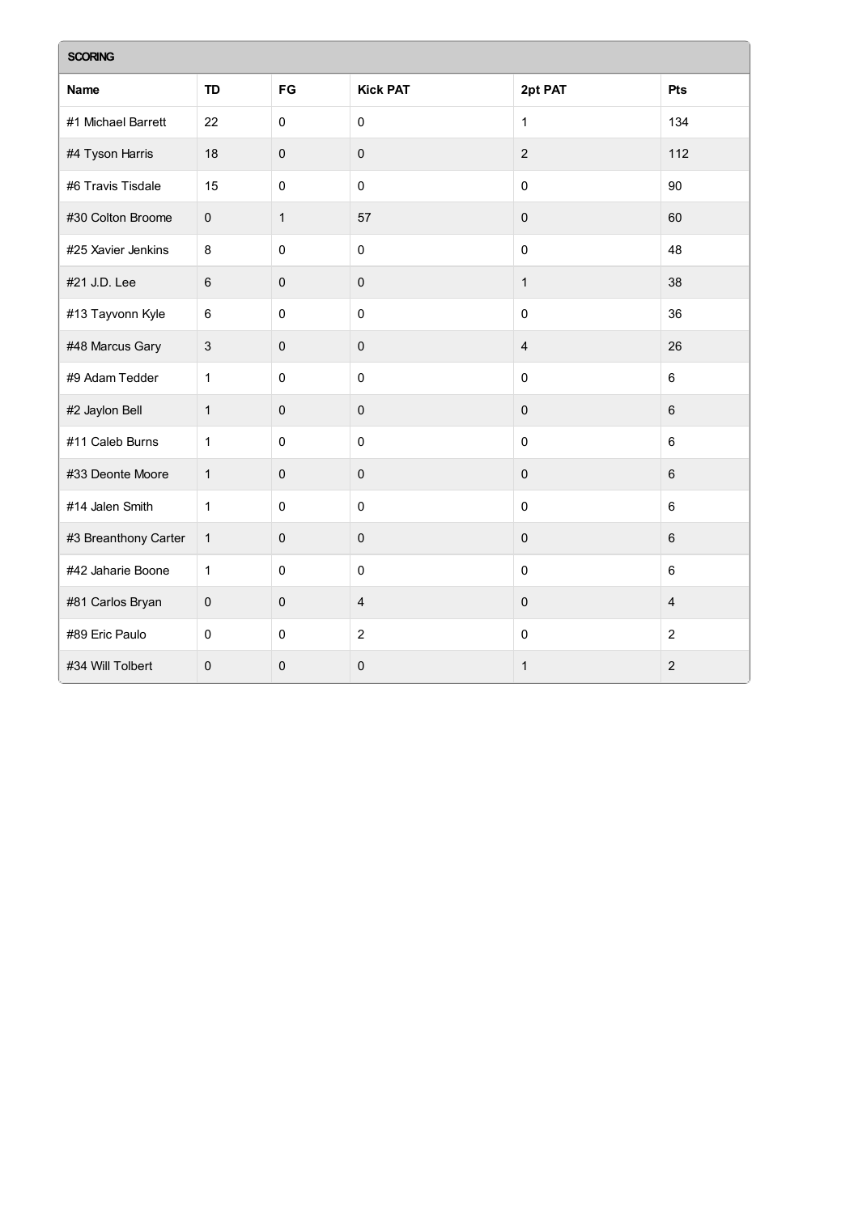## SCORING

| Name | TD | FG | Kick PAT | 2pt PAT | Pts |
| --- | --- | --- | --- | --- | --- |
| #1 Michael Barrett | 22 | 0 | 0 | 1 | 134 |
| #4 Tyson Harris | 18 | 0 | 0 | 2 | 112 |
| #6 Travis Tisdale | 15 | 0 | 0 | 0 | 90 |
| #30 Colton Broome | 0 | 1 | 57 | 0 | 60 |
| #25 Xavier Jenkins | 8 | 0 | 0 | 0 | 48 |
| #21 J.D. Lee | 6 | 0 | 0 | 1 | 38 |
| #13 Tayvonn Kyle | 6 | 0 | 0 | 0 | 36 |
| #48 Marcus Gary | 3 | 0 | 0 | 4 | 26 |
| #9 Adam Tedder | 1 | 0 | 0 | 0 | 6 |
| #2 Jaylon Bell | 1 | 0 | 0 | 0 | 6 |
| #11 Caleb Burns | 1 | 0 | 0 | 0 | 6 |
| #33 Deonte Moore | 1 | 0 | 0 | 0 | 6 |
| #14 Jalen Smith | 1 | 0 | 0 | 0 | 6 |
| #3 Breanthony Carter | 1 | 0 | 0 | 0 | 6 |
| #42 Jaharie Boone | 1 | 0 | 0 | 0 | 6 |
| #81 Carlos Bryan | 0 | 0 | 4 | 0 | 4 |
| #89 Eric Paulo | 0 | 0 | 2 | 0 | 2 |
| #34 Will Tolbert | 0 | 0 | 0 | 1 | 2 |